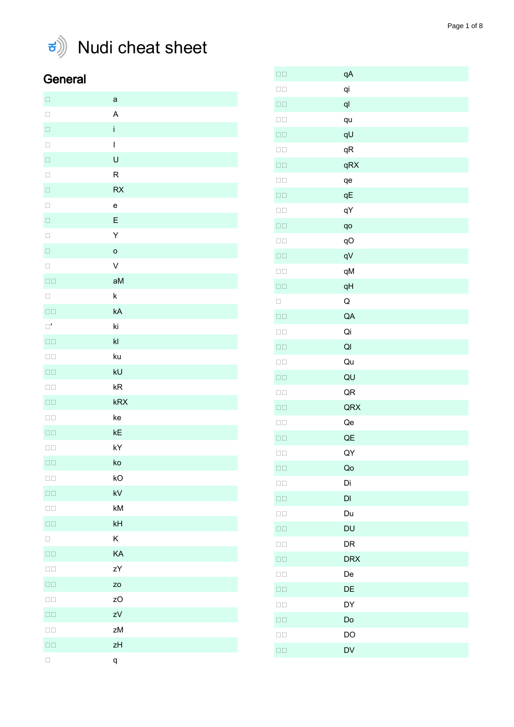# Nudi cheat sheet

## General

| | |
|---|---|
| □ | a |
| □ | A |
| □ | i |
| □ | I |
| □ | U |
| □ | R |
| □ | RX |
| □ | e |
| □ | E |
| □ | Y |
| □ | o |
| □ | V |
| □□ | aM |
| □ | k |
| □□ | kA |
| □' | ki |
| □□ | kI |
| □□ | ku |
| □□ | kU |
| □□ | kR |
| □□ | kRX |
| □□ | ke |
| □□ | kE |
| □□ | kY |
| □□ | ko |
| □□ | kO |
| □□ | kV |
| □□ | kM |
| □□ | kH |
| □ | K |
| □□ | KA |
| □□ | zY |
| □□ | zo |
| □□ | zO |
| □□ | zV |
| □□ | zM |
| □□ | zH |
| □ | q |
| □□ | qA |
| □□ | qi |
| □□ | qI |
| □□ | qu |
| □□ | qU |
| □□ | qR |
| □□ | qRX |
| □□ | qe |
| □□ | qE |
| □□ | qY |
| □□ | qo |
| □□ | qO |
| □□ | qV |
| □□ | qM |
| □□ | qH |
| □ | Q |
| □□ | QA |
| □□ | Qi |
| □□ | QI |
| □□ | Qu |
| □□ | QU |
| □□ | QR |
| □□ | QRX |
| □□ | Qe |
| □□ | QE |
| □□ | QY |
| □□ | Qo |
| □□ | Di |
| □□ | DI |
| □□ | Du |
| □□ | DU |
| □□ | DR |
| □□ | DRX |
| □□ | De |
| □□ | DE |
| □□ | DY |
| □□ | Do |
| □□ | DO |
| □□ | DV |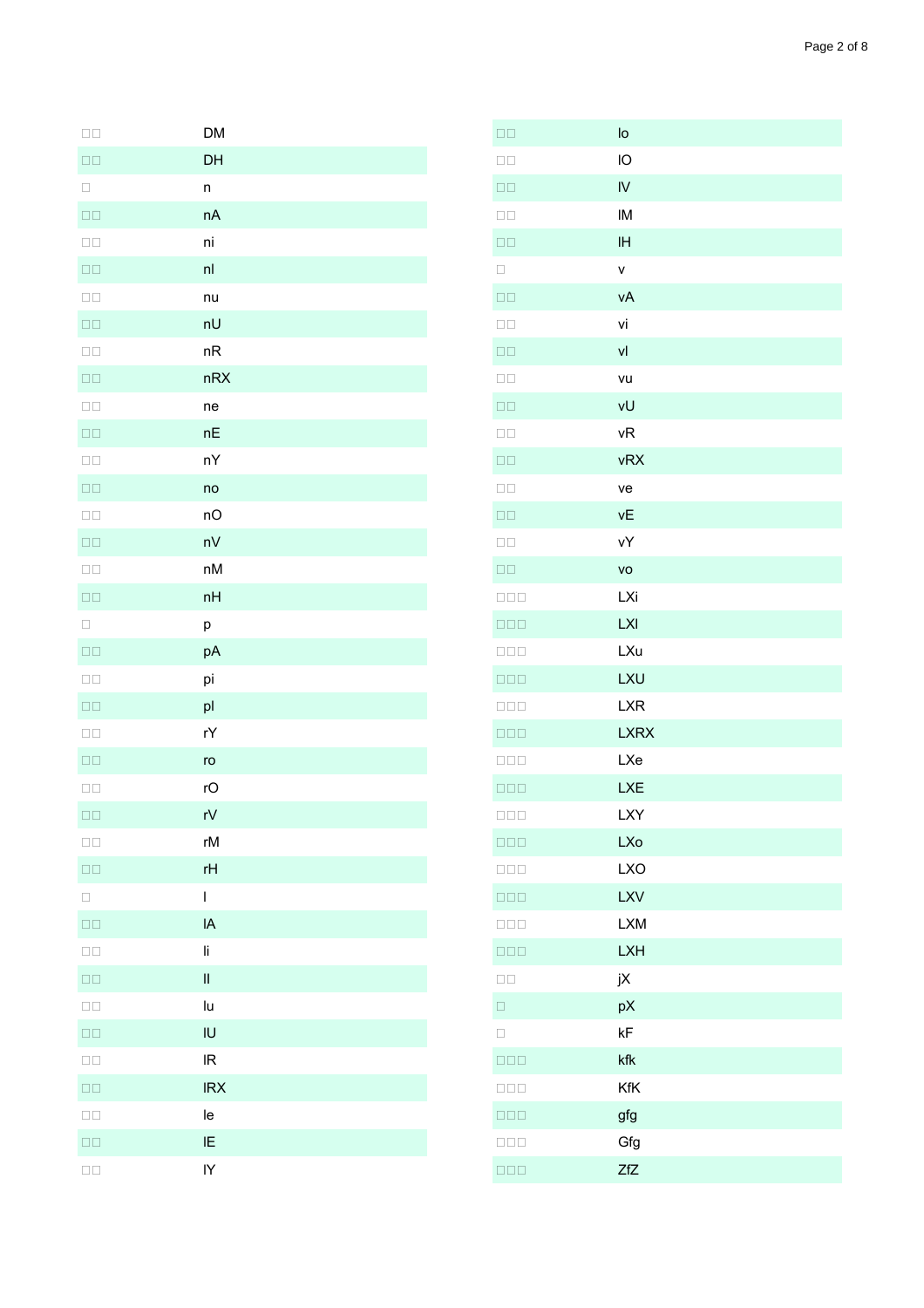| | |
|---|---|
| □□ | DM |
| □□ | DH |
| □ | n |
| □□ | nA |
| □□ | ni |
| □□ | nI |
| □□ | nu |
| □□ | nU |
| □□ | nR |
| □□ | nRX |
| □□ | ne |
| □□ | nE |
| □□ | nY |
| □□ | no |
| □□ | nO |
| □□ | nV |
| □□ | nM |
| □□ | nH |
| □ | p |
| □□ | pA |
| □□ | pi |
| □□ | pI |
| □□ | rY |
| □□ | ro |
| □□ | rO |
| □□ | rV |
| □□ | rM |
| □□ | rH |
| □ | l |
| □□ | lA |
| □□ | li |
| □□ | lI |
| □□ | lu |
| □□ | lU |
| □□ | lR |
| □□ | lRX |
| □□ | le |
| □□ | lE |
| □□ | lY |
| □□ | lo |
| □□ | lO |
| □□ | lV |
| □□ | lM |
| □□ | lH |
| □ | v |
| □□ | vA |
| □□ | vi |
| □□ | vI |
| □□ | vu |
| □□ | vU |
| □□ | vR |
| □□ | vRX |
| □□ | ve |
| □□ | vE |
| □□ | vY |
| □□ | vo |
| □□□ | LXi |
| □□□ | LXI |
| □□□ | LXu |
| □□□ | LXU |
| □□□ | LXR |
| □□□ | LXRX |
| □□□ | LXe |
| □□□ | LXE |
| □□□ | LXY |
| □□□ | LXo |
| □□□ | LXO |
| □□□ | LXV |
| □□□ | LXM |
| □□□ | LXH |
| □□ | jX |
| □ | pX |
| □ | kF |
| □□□ | kfk |
| □□□ | KfK |
| □□□ | gfg |
| □□□ | Gfg |
| □□□ | ZfZ |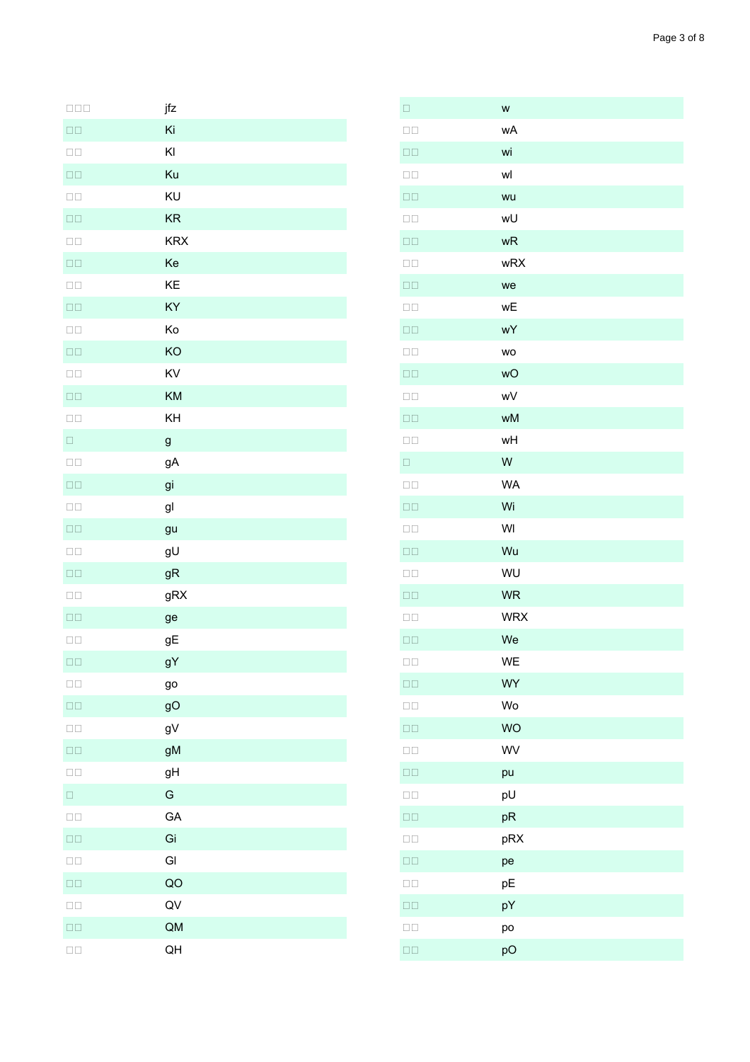| □□□ | jfz |
|---|---|
| □□ | Ki |
| □□ | Kl |
| □□ | Ku |
| □□ | KU |
| □□ | KR |
| □□ | KRX |
| □□ | Ke |
| □□ | KE |
| □□ | KY |
| □□ | Ko |
| □□ | KO |
| □□ | KV |
| □□ | KM |
| □□ | KH |
| □ | g |
| □□ | gA |
| □□ | gi |
| □□ | gl |
| □□ | gu |
| □□ | gU |
| □□ | gR |
| □□ | gRX |
| □□ | ge |
| □□ | gE |
| □□ | gY |
| □□ | go |
| □□ | gO |
| □□ | gV |
| □□ | gM |
| □□ | gH |
| □ | G |
| □□ | GA |
| □□ | Gi |
| □□ | Gl |
| □□ | QO |
| □□ | QV |
| □□ | QM |
| □□ | QH |
| □ | w |
| □□ | wA |
| □□ | wi |
| □□ | wl |
| □□ | wu |
| □□ | wU |
| □□ | wR |
| □□ | wRX |
| □□ | we |
| □□ | wE |
| □□ | wY |
| □□ | wo |
| □□ | wO |
| □□ | wV |
| □□ | wM |
| □□ | wH |
| □ | W |
| □□ | WA |
| □□ | Wi |
| □□ | Wl |
| □□ | Wu |
| □□ | WU |
| □□ | WR |
| □□ | WRX |
| □□ | We |
| □□ | WE |
| □□ | WY |
| □□ | Wo |
| □□ | WO |
| □□ | WV |
| □□ | pu |
| □□ | pU |
| □□ | pR |
| □□ | pRX |
| □□ | pe |
| □□ | pE |
| □□ | pY |
| □□ | po |
| □□ | pO |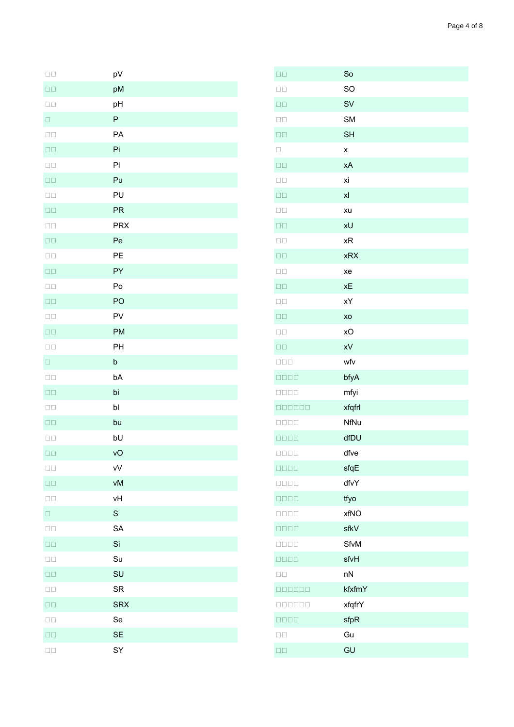| | |
|---|---|
| □□ | pV |
| □□ | pM |
| □□ | pH |
| □ | P |
| □□ | PA |
| □□ | Pi |
| □□ | Pl |
| □□ | Pu |
| □□ | PU |
| □□ | PR |
| □□ | PRX |
| □□ | Pe |
| □□ | PE |
| □□ | PY |
| □□ | Po |
| □□ | PO |
| □□ | PV |
| □□ | PM |
| □□ | PH |
| □ | b |
| □□ | bA |
| □□ | bi |
| □□ | bl |
| □□ | bu |
| □□ | bU |
| □□ | vO |
| □□ | vV |
| □□ | vM |
| □□ | vH |
| □ | S |
| □□ | SA |
| □□ | Si |
| □□ | Su |
| □□ | SU |
| □□ | SR |
| □□ | SRX |
| □□ | Se |
| □□ | SE |
| □□ | SY |
| □□ | So |
| □□ | SO |
| □□ | SV |
| □□ | SM |
| □□ | SH |
| □ | x |
| □□ | xA |
| □□ | xi |
| □□ | xl |
| □□ | xu |
| □□ | xU |
| □□ | xR |
| □□ | xRX |
| □□ | xe |
| □□ | xE |
| □□ | xY |
| □□ | xo |
| □□ | xO |
| □□ | xV |
| □□□ | wfv |
| □□□□ | bfyA |
| □□□□ | mfyi |
| □□□□□□ | xfqfrl |
| □□□□ | NfNu |
| □□□□ | dfDU |
| □□□□ | dfve |
| □□□□ | sfqE |
| □□□□ | dfvY |
| □□□□ | tfyo |
| □□□□ | xfNO |
| □□□□ | sfkV |
| □□□□ | SfvM |
| □□□□ | sfvH |
| □□ | nN |
| □□□□□□ | kfxfmY |
| □□□□□□ | xfqfrY |
| □□□□ | sfpR |
| □□ | Gu |
| □□ | GU |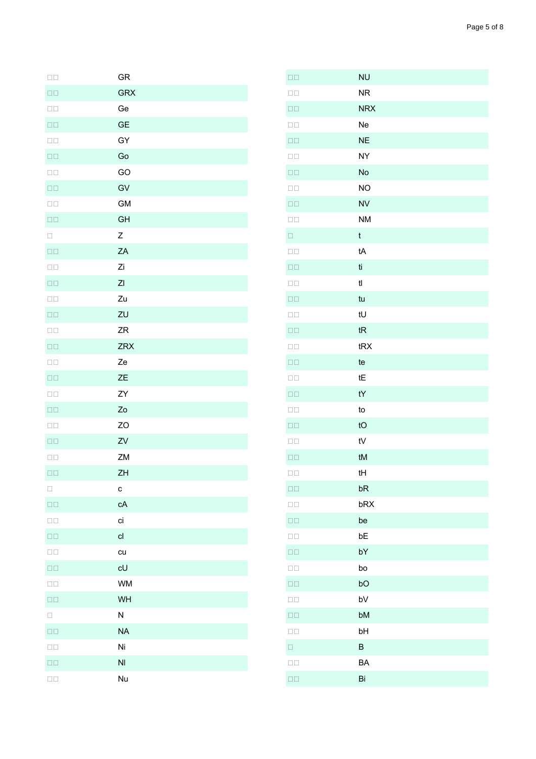| | |
|---|---|
| □□ | GR |
| □□ | GRX |
| □□ | Ge |
| □□ | GE |
| □□ | GY |
| □□ | Go |
| □□ | GO |
| □□ | GV |
| □□ | GM |
| □□ | GH |
| □ | Z |
| □□ | ZA |
| □□ | Zi |
| □□ | ZI |
| □□ | Zu |
| □□ | ZU |
| □□ | ZR |
| □□ | ZRX |
| □□ | Ze |
| □□ | ZE |
| □□ | ZY |
| □□ | Zo |
| □□ | ZO |
| □□ | ZV |
| □□ | ZM |
| □□ | ZH |
| □ | c |
| □□ | cA |
| □□ | ci |
| □□ | cI |
| □□ | cu |
| □□ | cU |
| □□ | WM |
| □□ | WH |
| □ | N |
| □□ | NA |
| □□ | Ni |
| □□ | NI |
| □□ | Nu |
| □□ | NU |
| □□ | NR |
| □□ | NRX |
| □□ | Ne |
| □□ | NE |
| □□ | NY |
| □□ | No |
| □□ | NO |
| □□ | NV |
| □□ | NM |
| □ | t |
| □□ | tA |
| □□ | ti |
| □□ | tI |
| □□ | tu |
| □□ | tU |
| □□ | tR |
| □□ | tRX |
| □□ | te |
| □□ | tE |
| □□ | tY |
| □□ | to |
| □□ | tO |
| □□ | tV |
| □□ | tM |
| □□ | tH |
| □□ | bR |
| □□ | bRX |
| □□ | be |
| □□ | bE |
| □□ | bY |
| □□ | bo |
| □□ | bO |
| □□ | bV |
| □□ | bM |
| □□ | bH |
| □ | B |
| □□ | BA |
| □□ | Bi |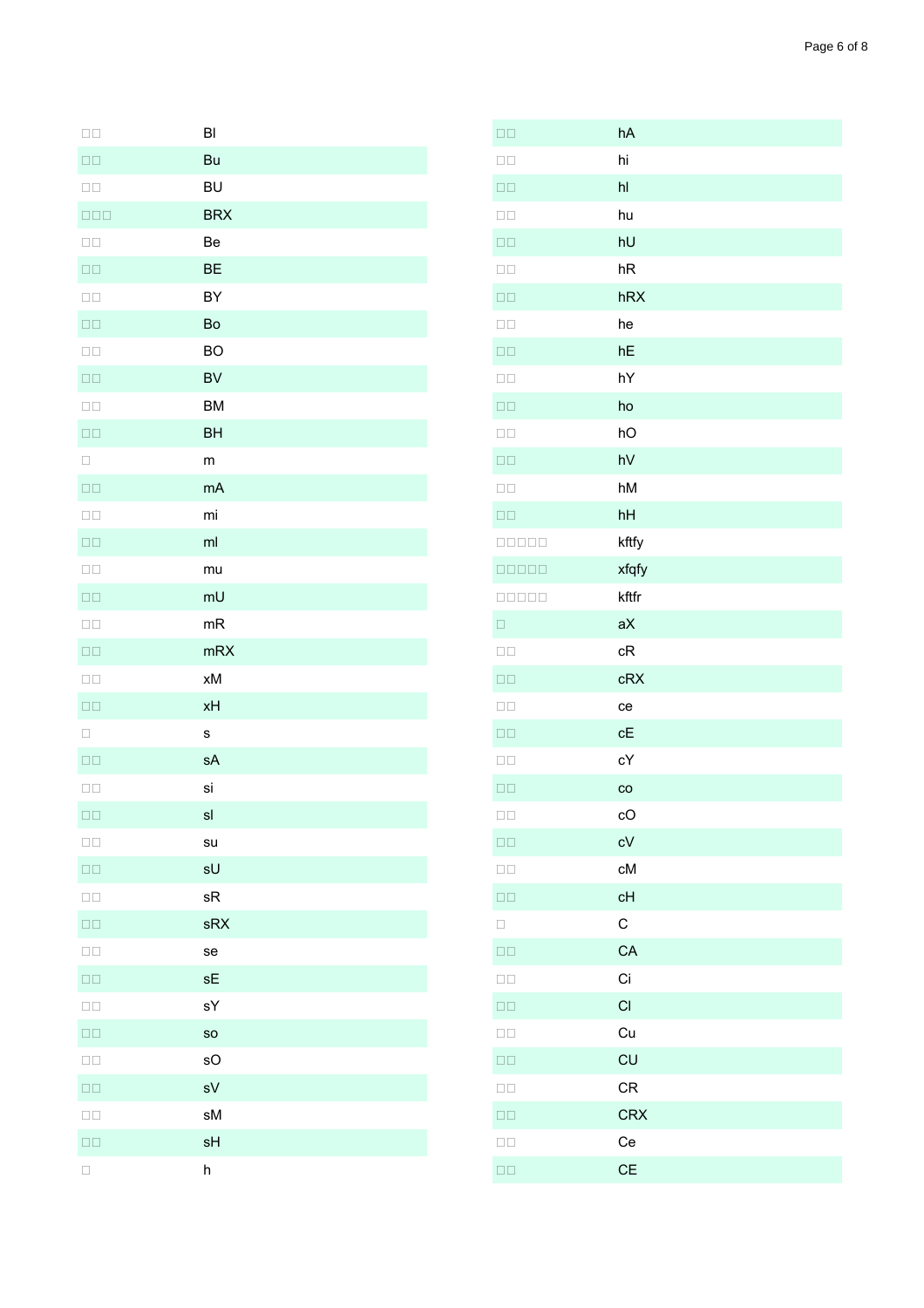| □□ | Bl |
|---|---|
| □□ | Bu |
| □□ | BU |
| □□□ | BRX |
| □□ | Be |
| □□ | BE |
| □□ | BY |
| □□ | Bo |
| □□ | BO |
| □□ | BV |
| □□ | BM |
| □□ | BH |
| □ | m |
| □□ | mA |
| □□ | mi |
| □□ | ml |
| □□ | mu |
| □□ | mU |
| □□ | mR |
| □□ | mRX |
| □□ | xM |
| □□ | xH |
| □ | s |
| □□ | sA |
| □□ | si |
| □□ | sl |
| □□ | su |
| □□ | sU |
| □□ | sR |
| □□ | sRX |
| □□ | se |
| □□ | sE |
| □□ | sY |
| □□ | so |
| □□ | sO |
| □□ | sV |
| □□ | sM |
| □□ | sH |
| □ | h |
| □□ | hA |
| □□ | hi |
| □□ | hl |
| □□ | hu |
| □□ | hU |
| □□ | hR |
| □□ | hRX |
| □□ | he |
| □□ | hE |
| □□ | hY |
| □□ | ho |
| □□ | hO |
| □□ | hV |
| □□ | hM |
| □□ | hH |
| □□□□□ | kftfy |
| □□□□□ | xfqfy |
| □□□□□ | kftfr |
| □ | aX |
| □□ | cR |
| □□ | cRX |
| □□ | ce |
| □□ | cE |
| □□ | cY |
| □□ | co |
| □□ | cO |
| □□ | cV |
| □□ | cM |
| □□ | cH |
| □ | C |
| □□ | CA |
| □□ | Ci |
| □□ | Cl |
| □□ | Cu |
| □□ | CU |
| □□ | CR |
| □□ | CRX |
| □□ | Ce |
| □□ | CE |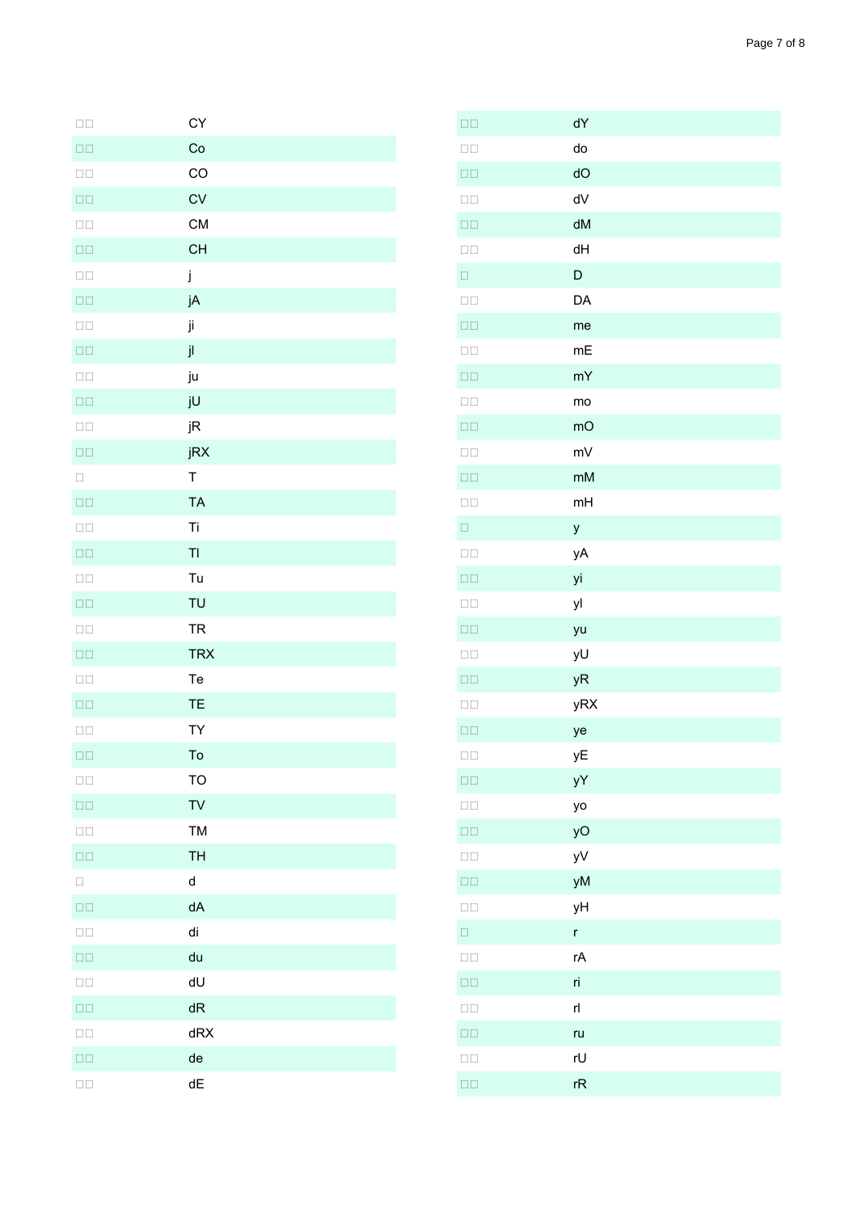| | |
|---|---|
| □□ | CY |
| □□ | Co |
| □□ | CO |
| □□ | CV |
| □□ | CM |
| □□ | CH |
| □□ | j |
| □□ | jA |
| □□ | ji |
| □□ | jI |
| □□ | ju |
| □□ | jU |
| □□ | jR |
| □□ | jRX |
| □ | T |
| □□ | TA |
| □□ | Ti |
| □□ | TI |
| □□ | Tu |
| □□ | TU |
| □□ | TR |
| □□ | TRX |
| □□ | Te |
| □□ | TE |
| □□ | TY |
| □□ | To |
| □□ | TO |
| □□ | TV |
| □□ | TM |
| □□ | TH |
| □ | d |
| □□ | dA |
| □□ | di |
| □□ | du |
| □□ | dU |
| □□ | dR |
| □□ | dRX |
| □□ | de |
| □□ | dE |
| □□ | dY |
| □□ | do |
| □□ | dO |
| □□ | dV |
| □□ | dM |
| □□ | dH |
| □ | D |
| □□ | DA |
| □□ | me |
| □□ | mE |
| □□ | mY |
| □□ | mo |
| □□ | mO |
| □□ | mV |
| □□ | mM |
| □□ | mH |
| □ | y |
| □□ | yA |
| □□ | yi |
| □□ | yI |
| □□ | yu |
| □□ | yU |
| □□ | yR |
| □□ | yRX |
| □□ | ye |
| □□ | yE |
| □□ | yY |
| □□ | yo |
| □□ | yO |
| □□ | yV |
| □□ | yM |
| □□ | yH |
| □ | r |
| □□ | rA |
| □□ | ri |
| □□ | rI |
| □□ | ru |
| □□ | rU |
| □□ | rR |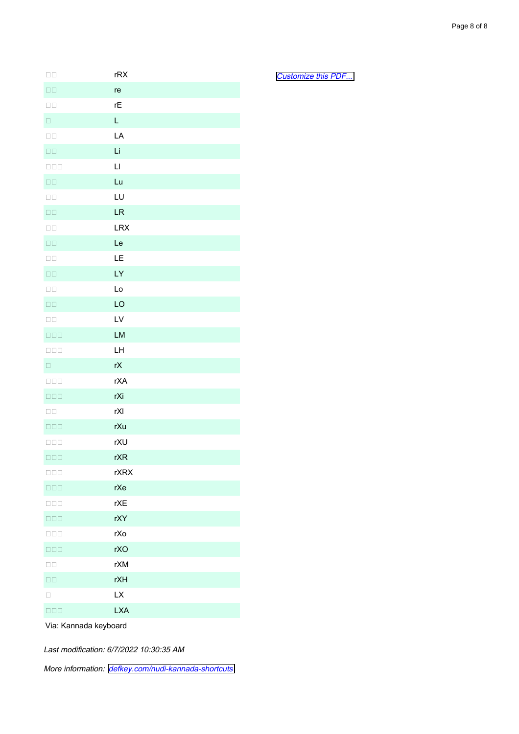| | |
|---|---|
| □□ | rRX |
| □□ | re |
| □□ | rE |
| □ | L |
| □□ | LA |
| □□ | Li |
| □□□ | LI |
| □□ | Lu |
| □□ | LU |
| □□ | LR |
| □□ | LRX |
| □□ | Le |
| □□ | LE |
| □□ | LY |
| □□ | Lo |
| □□ | LO |
| □□ | LV |
| □□□ | LM |
| □□□ | LH |
| □ | rX |
| □□□ | rXA |
| □□□ | rXi |
| □□ | rXI |
| □□□ | rXu |
| □□□ | rXU |
| □□□ | rXR |
| □□□ | rXRX |
| □□□ | rXe |
| □□□ | rXE |
| □□□ | rXY |
| □□□ | rXo |
| □□□ | rXO |
| □□ | rXM |
| □□ | rXH |
| □ | LX |
| □□□ | LXA |

*Customize this PDF...*

Via: Kannada keyboard

*Last modification: 6/7/2022 10:30:35 AM*

*More information:* defkey.com/nudi-kannada-shortcuts